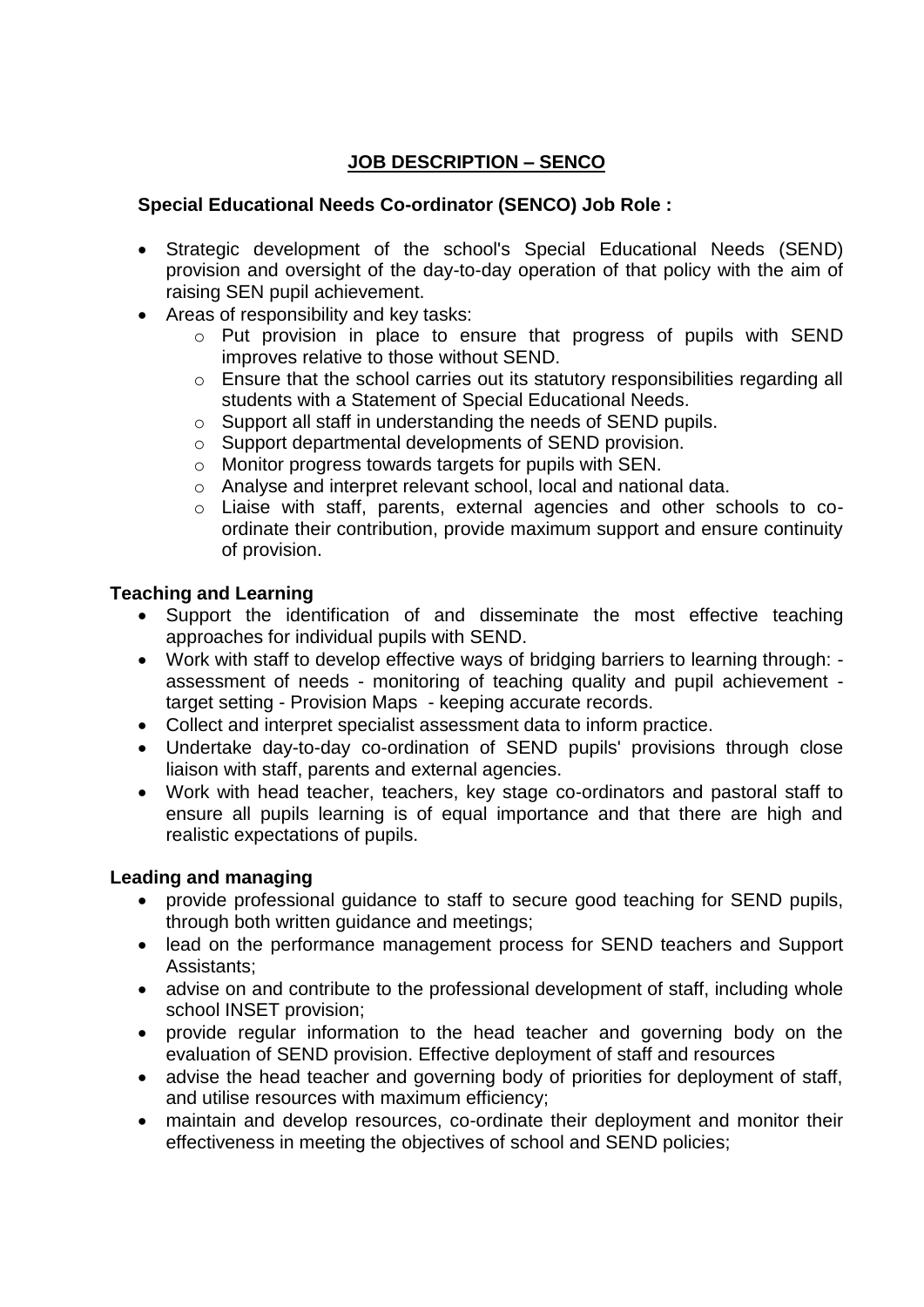# JOB DESCRIPTION – SENCO

## Special Educational Needs Co-ordinator (SENCO) Job Role :

- Strategic development of the school's Special Educational Needs (SEND) provision and oversight of the day-to-day operation of that policy with the aim of raising SEN pupil achievement.
- Areas of responsibility and key tasks:
  - Put provision in place to ensure that progress of pupils with SEND improves relative to those without SEND.
  - Ensure that the school carries out its statutory responsibilities regarding all students with a Statement of Special Educational Needs.
  - Support all staff in understanding the needs of SEND pupils.
  - Support departmental developments of SEND provision.
  - Monitor progress towards targets for pupils with SEN.
  - Analyse and interpret relevant school, local and national data.
  - Liaise with staff, parents, external agencies and other schools to co-ordinate their contribution, provide maximum support and ensure continuity of provision.

## Teaching and Learning

- Support the identification of and disseminate the most effective teaching approaches for individual pupils with SEND.
- Work with staff to develop effective ways of bridging barriers to learning through: - assessment of needs - monitoring of teaching quality and pupil achievement - target setting - Provision Maps - keeping accurate records.
- Collect and interpret specialist assessment data to inform practice.
- Undertake day-to-day co-ordination of SEND pupils' provisions through close liaison with staff, parents and external agencies.
- Work with head teacher, teachers, key stage co-ordinators and pastoral staff to ensure all pupils learning is of equal importance and that there are high and realistic expectations of pupils.

## Leading and managing

- provide professional guidance to staff to secure good teaching for SEND pupils, through both written guidance and meetings;
- lead on the performance management process for SEND teachers and Support Assistants;
- advise on and contribute to the professional development of staff, including whole school INSET provision;
- provide regular information to the head teacher and governing body on the evaluation of SEND provision. Effective deployment of staff and resources
- advise the head teacher and governing body of priorities for deployment of staff, and utilise resources with maximum efficiency;
- maintain and develop resources, co-ordinate their deployment and monitor their effectiveness in meeting the objectives of school and SEND policies;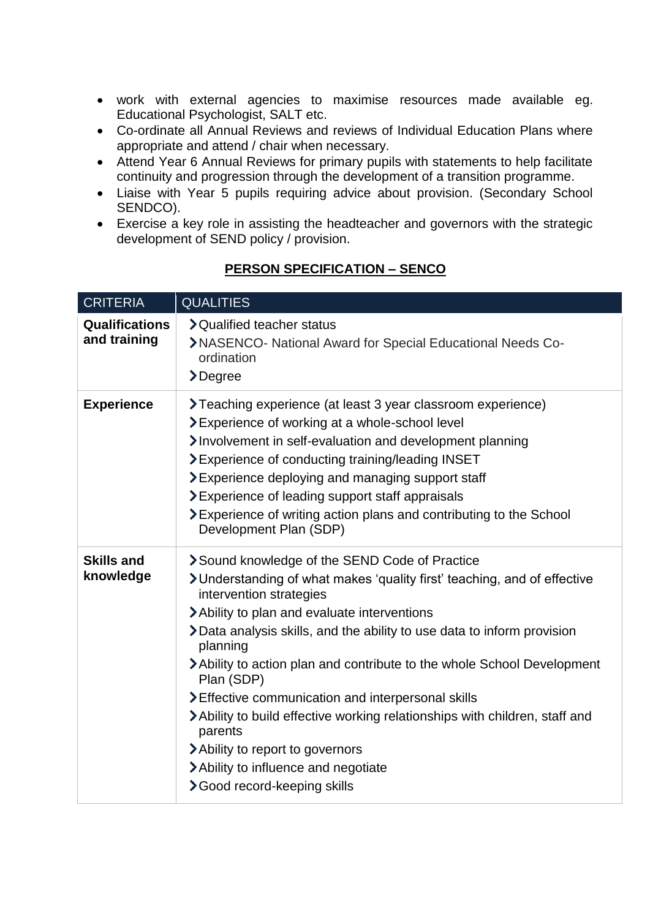- work with external agencies to maximise resources made available eg. Educational Psychologist, SALT etc.
- Co-ordinate all Annual Reviews and reviews of Individual Education Plans where appropriate and attend / chair when necessary.
- Attend Year 6 Annual Reviews for primary pupils with statements to help facilitate continuity and progression through the development of a transition programme.
- Liaise with Year 5 pupils requiring advice about provision. (Secondary School SENDCO).
- Exercise a key role in assisting the headteacher and governors with the strategic development of SEND policy / provision.

## PERSON SPECIFICATION – SENCO

| CRITERIA | QUALITIES |
|---|---|
| **Qualifications and training** | › Qualified teacher status<br>› NASENCO- National Award for Special Educational Needs Co-ordination<br>› Degree |
| **Experience** | › Teaching experience (at least 3 year classroom experience)<br>› Experience of working at a whole-school level<br>› Involvement in self-evaluation and development planning<br>› Experience of conducting training/leading INSET<br>› Experience deploying and managing support staff<br>› Experience of leading support staff appraisals<br>› Experience of writing action plans and contributing to the School Development Plan (SDP) |
| **Skills and knowledge** | › Sound knowledge of the SEND Code of Practice<br>› Understanding of what makes 'quality first' teaching, and of effective intervention strategies<br>› Ability to plan and evaluate interventions<br>› Data analysis skills, and the ability to use data to inform provision planning<br>› Ability to action plan and contribute to the whole School Development Plan (SDP)<br>› Effective communication and interpersonal skills<br>› Ability to build effective working relationships with children, staff and parents<br>› Ability to report to governors<br>› Ability to influence and negotiate<br>› Good record-keeping skills |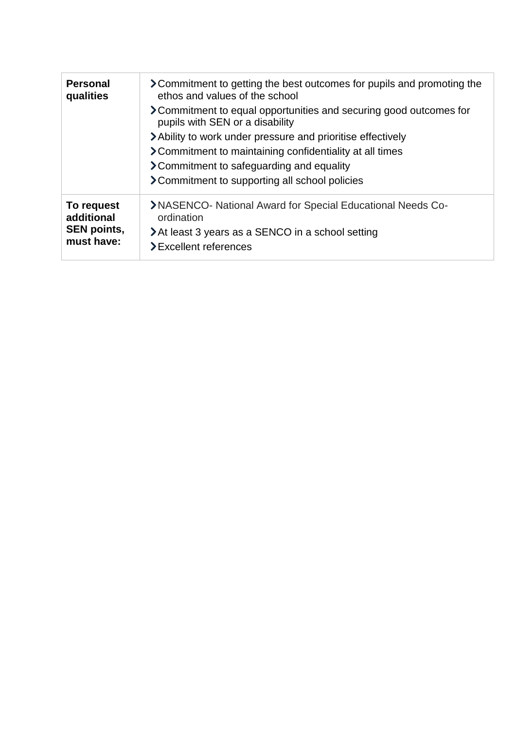| | |
|---|---|
| **Personal qualities** | • Commitment to getting the best outcomes for pupils and promoting the ethos and values of the school<br>• Commitment to equal opportunities and securing good outcomes for pupils with SEN or a disability<br>• Ability to work under pressure and prioritise effectively<br>• Commitment to maintaining confidentiality at all times<br>• Commitment to safeguarding and equality<br>• Commitment to supporting all school policies |
| **To request additional SEN points, must have:** | • NASENCO- National Award for Special Educational Needs Co-ordination<br>• At least 3 years as a SENCO in a school setting<br>• Excellent references |